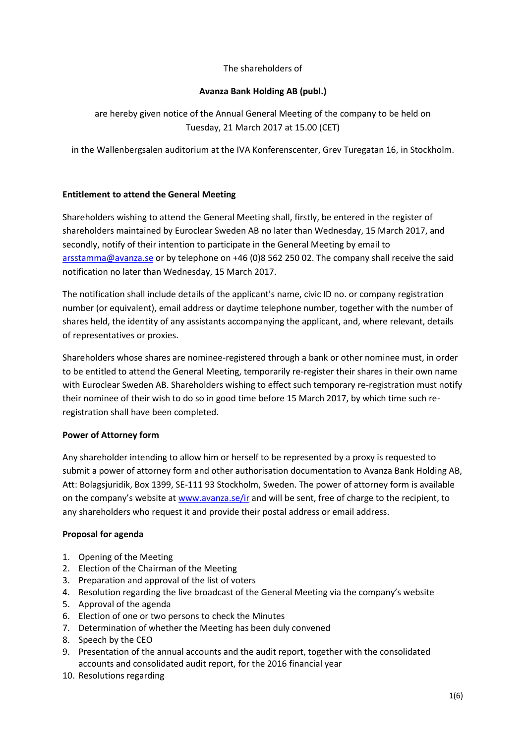The shareholders of

**Avanza Bank Holding AB (publ.)**

are hereby given notice of the Annual General Meeting of the company to be held on Tuesday, 21 March 2017 at 15.00 (CET)

in the Wallenbergsalen auditorium at the IVA Konferenscenter, Grev Turegatan 16, in Stockholm.

**Entitlement to attend the General Meeting**

Shareholders wishing to attend the General Meeting shall, firstly, be entered in the register of shareholders maintained by Euroclear Sweden AB no later than Wednesday, 15 March 2017, and secondly, notify of their intention to participate in the General Meeting by email to arsstamma@avanza.se or by telephone on +46 (0)8 562 250 02. The company shall receive the said notification no later than Wednesday, 15 March 2017.

The notification shall include details of the applicant's name, civic ID no. or company registration number (or equivalent), email address or daytime telephone number, together with the number of shares held, the identity of any assistants accompanying the applicant, and, where relevant, details of representatives or proxies.

Shareholders whose shares are nominee-registered through a bank or other nominee must, in order to be entitled to attend the General Meeting, temporarily re-register their shares in their own name with Euroclear Sweden AB. Shareholders wishing to effect such temporary re-registration must notify their nominee of their wish to do so in good time before 15 March 2017, by which time such re-registration shall have been completed.

**Power of Attorney form**

Any shareholder intending to allow him or herself to be represented by a proxy is requested to submit a power of attorney form and other authorisation documentation to Avanza Bank Holding AB, Att: Bolagsjuridik, Box 1399, SE-111 93 Stockholm, Sweden. The power of attorney form is available on the company's website at www.avanza.se/ir and will be sent, free of charge to the recipient, to any shareholders who request it and provide their postal address or email address.

**Proposal for agenda**

1. Opening of the Meeting
2. Election of the Chairman of the Meeting
3. Preparation and approval of the list of voters
4. Resolution regarding the live broadcast of the General Meeting via the company's website
5. Approval of the agenda
6. Election of one or two persons to check the Minutes
7. Determination of whether the Meeting has been duly convened
8. Speech by the CEO
9. Presentation of the annual accounts and the audit report, together with the consolidated accounts and consolidated audit report, for the 2016 financial year
10. Resolutions regarding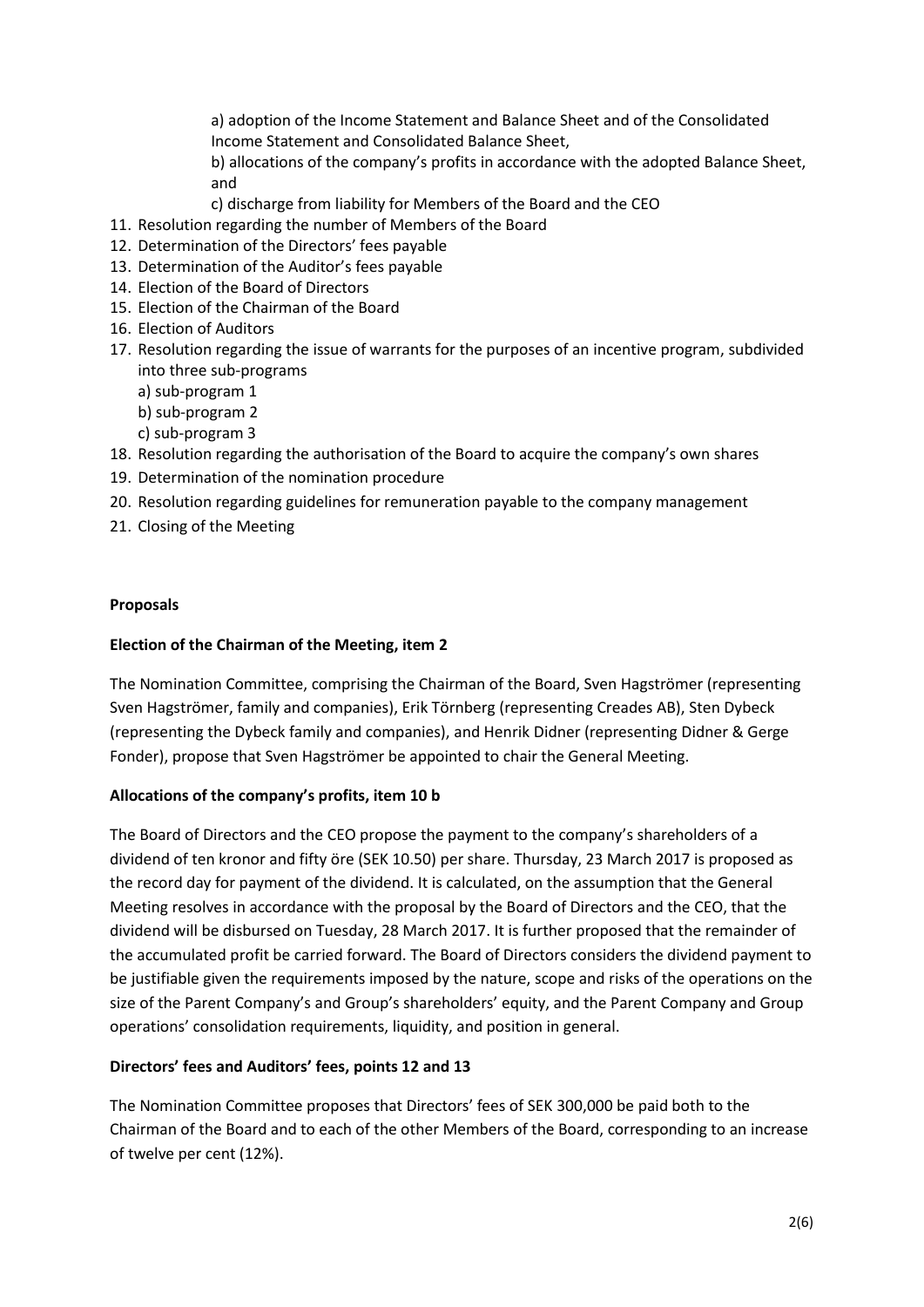a) adoption of the Income Statement and Balance Sheet and of the Consolidated Income Statement and Consolidated Balance Sheet,

b) allocations of the company's profits in accordance with the adopted Balance Sheet, and

c) discharge from liability for Members of the Board and the CEO

11. Resolution regarding the number of Members of the Board
12. Determination of the Directors' fees payable
13. Determination of the Auditor's fees payable
14. Election of the Board of Directors
15. Election of the Chairman of the Board
16. Election of Auditors
17. Resolution regarding the issue of warrants for the purposes of an incentive program, subdivided into three sub-programs
    a) sub-program 1
    b) sub-program 2
    c) sub-program 3
18. Resolution regarding the authorisation of the Board to acquire the company's own shares
19. Determination of the nomination procedure
20. Resolution regarding guidelines for remuneration payable to the company management
21. Closing of the Meeting

**Proposals**

**Election of the Chairman of the Meeting, item 2**

The Nomination Committee, comprising the Chairman of the Board, Sven Hagströmer (representing Sven Hagströmer, family and companies), Erik Törnberg (representing Creades AB), Sten Dybeck (representing the Dybeck family and companies), and Henrik Didner (representing Didner & Gerge Fonder), propose that Sven Hagströmer be appointed to chair the General Meeting.

**Allocations of the company's profits, item 10 b**

The Board of Directors and the CEO propose the payment to the company's shareholders of a dividend of ten kronor and fifty öre (SEK 10.50) per share. Thursday, 23 March 2017 is proposed as the record day for payment of the dividend. It is calculated, on the assumption that the General Meeting resolves in accordance with the proposal by the Board of Directors and the CEO, that the dividend will be disbursed on Tuesday, 28 March 2017. It is further proposed that the remainder of the accumulated profit be carried forward. The Board of Directors considers the dividend payment to be justifiable given the requirements imposed by the nature, scope and risks of the operations on the size of the Parent Company's and Group's shareholders' equity, and the Parent Company and Group operations' consolidation requirements, liquidity, and position in general.

**Directors' fees and Auditors' fees, points 12 and 13**

The Nomination Committee proposes that Directors' fees of SEK 300,000 be paid both to the Chairman of the Board and to each of the other Members of the Board, corresponding to an increase of twelve per cent (12%).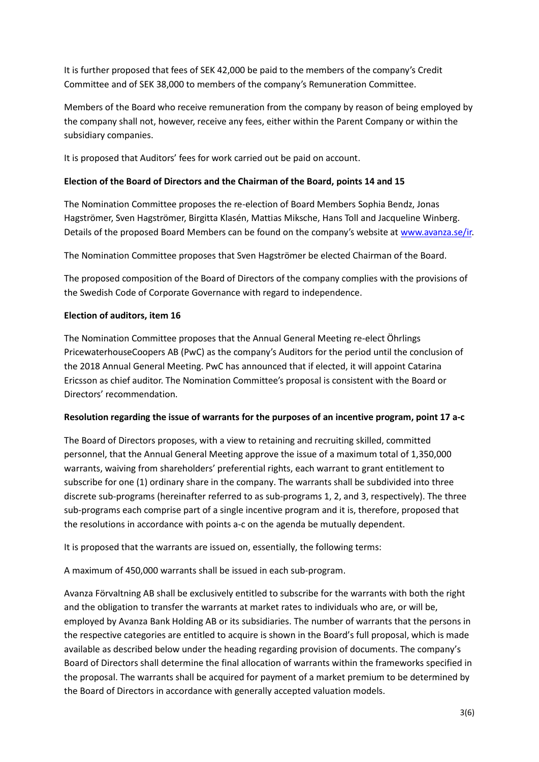It is further proposed that fees of SEK 42,000 be paid to the members of the company's Credit Committee and of SEK 38,000 to members of the company's Remuneration Committee.

Members of the Board who receive remuneration from the company by reason of being employed by the company shall not, however, receive any fees, either within the Parent Company or within the subsidiary companies.

It is proposed that Auditors' fees for work carried out be paid on account.

**Election of the Board of Directors and the Chairman of the Board, points 14 and 15**

The Nomination Committee proposes the re-election of Board Members Sophia Bendz, Jonas Hagströmer, Sven Hagströmer, Birgitta Klasén, Mattias Miksche, Hans Toll and Jacqueline Winberg. Details of the proposed Board Members can be found on the company's website at www.avanza.se/ir.

The Nomination Committee proposes that Sven Hagströmer be elected Chairman of the Board.

The proposed composition of the Board of Directors of the company complies with the provisions of the Swedish Code of Corporate Governance with regard to independence.

**Election of auditors, item 16**

The Nomination Committee proposes that the Annual General Meeting re-elect Öhrlings PricewaterhouseCoopers AB (PwC) as the company's Auditors for the period until the conclusion of the 2018 Annual General Meeting. PwC has announced that if elected, it will appoint Catarina Ericsson as chief auditor. The Nomination Committee's proposal is consistent with the Board or Directors' recommendation.

**Resolution regarding the issue of warrants for the purposes of an incentive program, point 17 a-c**

The Board of Directors proposes, with a view to retaining and recruiting skilled, committed personnel, that the Annual General Meeting approve the issue of a maximum total of 1,350,000 warrants, waiving from shareholders' preferential rights, each warrant to grant entitlement to subscribe for one (1) ordinary share in the company. The warrants shall be subdivided into three discrete sub-programs (hereinafter referred to as sub-programs 1, 2, and 3, respectively). The three sub-programs each comprise part of a single incentive program and it is, therefore, proposed that the resolutions in accordance with points a-c on the agenda be mutually dependent.

It is proposed that the warrants are issued on, essentially, the following terms:

A maximum of 450,000 warrants shall be issued in each sub-program.

Avanza Förvaltning AB shall be exclusively entitled to subscribe for the warrants with both the right and the obligation to transfer the warrants at market rates to individuals who are, or will be, employed by Avanza Bank Holding AB or its subsidiaries. The number of warrants that the persons in the respective categories are entitled to acquire is shown in the Board's full proposal, which is made available as described below under the heading regarding provision of documents. The company's Board of Directors shall determine the final allocation of warrants within the frameworks specified in the proposal. The warrants shall be acquired for payment of a market premium to be determined by the Board of Directors in accordance with generally accepted valuation models.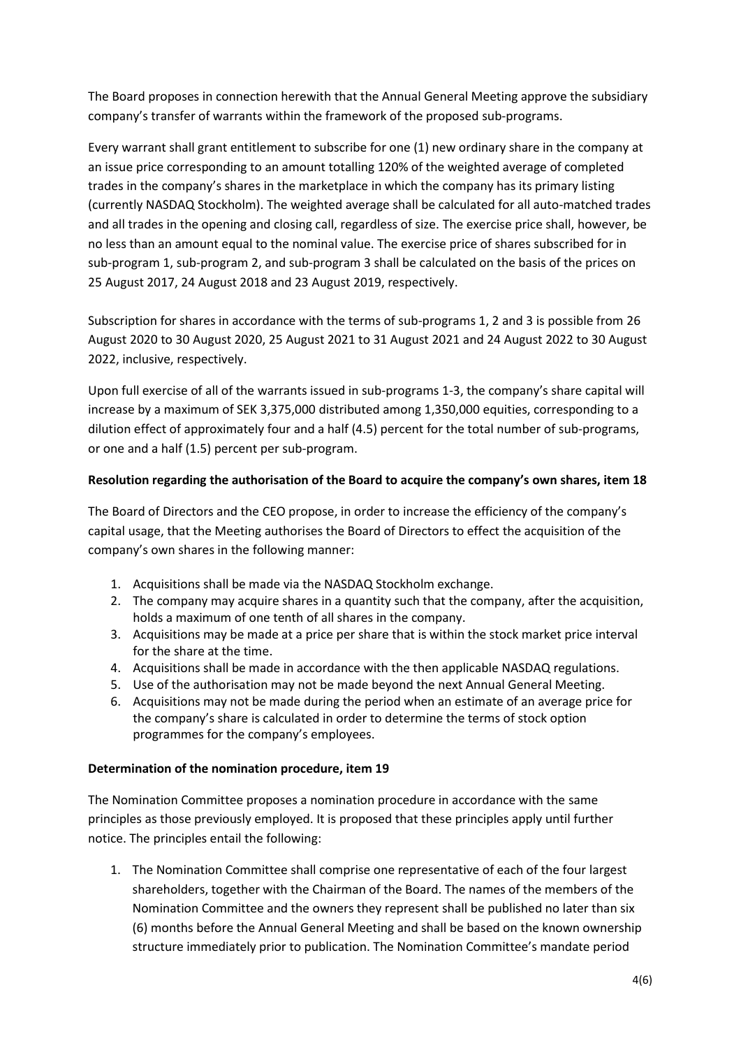The Board proposes in connection herewith that the Annual General Meeting approve the subsidiary company's transfer of warrants within the framework of the proposed sub-programs.

Every warrant shall grant entitlement to subscribe for one (1) new ordinary share in the company at an issue price corresponding to an amount totalling 120% of the weighted average of completed trades in the company's shares in the marketplace in which the company has its primary listing (currently NASDAQ Stockholm). The weighted average shall be calculated for all auto-matched trades and all trades in the opening and closing call, regardless of size. The exercise price shall, however, be no less than an amount equal to the nominal value. The exercise price of shares subscribed for in sub-program 1, sub-program 2, and sub-program 3 shall be calculated on the basis of the prices on 25 August 2017, 24 August 2018 and 23 August 2019, respectively.

Subscription for shares in accordance with the terms of sub-programs 1, 2 and 3 is possible from 26 August 2020 to 30 August 2020, 25 August 2021 to 31 August 2021 and 24 August 2022 to 30 August 2022, inclusive, respectively.

Upon full exercise of all of the warrants issued in sub-programs 1-3, the company's share capital will increase by a maximum of SEK 3,375,000 distributed among 1,350,000 equities, corresponding to a dilution effect of approximately four and a half (4.5) percent for the total number of sub-programs, or one and a half (1.5) percent per sub-program.

**Resolution regarding the authorisation of the Board to acquire the company's own shares, item 18**

The Board of Directors and the CEO propose, in order to increase the efficiency of the company's capital usage, that the Meeting authorises the Board of Directors to effect the acquisition of the company's own shares in the following manner:

1. Acquisitions shall be made via the NASDAQ Stockholm exchange.
2. The company may acquire shares in a quantity such that the company, after the acquisition, holds a maximum of one tenth of all shares in the company.
3. Acquisitions may be made at a price per share that is within the stock market price interval for the share at the time.
4. Acquisitions shall be made in accordance with the then applicable NASDAQ regulations.
5. Use of the authorisation may not be made beyond the next Annual General Meeting.
6. Acquisitions may not be made during the period when an estimate of an average price for the company's share is calculated in order to determine the terms of stock option programmes for the company's employees.

**Determination of the nomination procedure, item 19**

The Nomination Committee proposes a nomination procedure in accordance with the same principles as those previously employed. It is proposed that these principles apply until further notice. The principles entail the following:

1. The Nomination Committee shall comprise one representative of each of the four largest shareholders, together with the Chairman of the Board. The names of the members of the Nomination Committee and the owners they represent shall be published no later than six (6) months before the Annual General Meeting and shall be based on the known ownership structure immediately prior to publication. The Nomination Committee's mandate period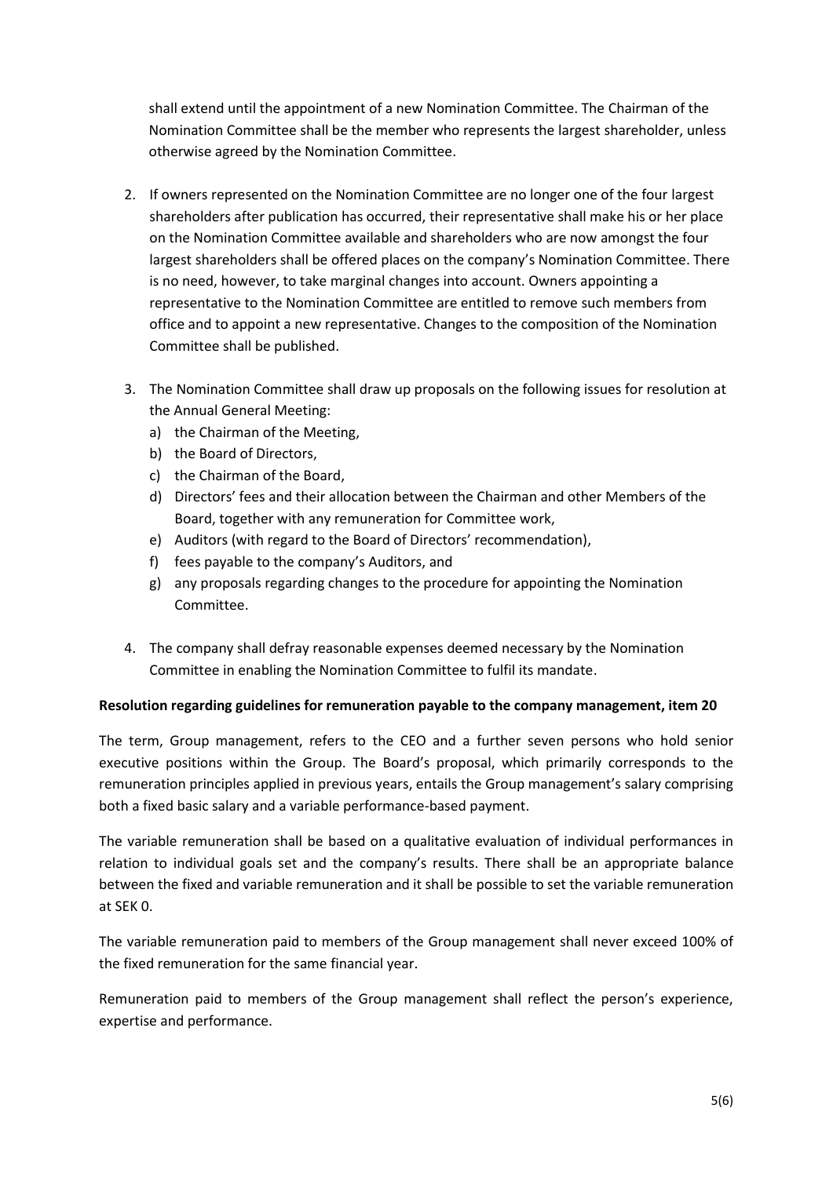shall extend until the appointment of a new Nomination Committee. The Chairman of the Nomination Committee shall be the member who represents the largest shareholder, unless otherwise agreed by the Nomination Committee.

2. If owners represented on the Nomination Committee are no longer one of the four largest shareholders after publication has occurred, their representative shall make his or her place on the Nomination Committee available and shareholders who are now amongst the four largest shareholders shall be offered places on the company's Nomination Committee. There is no need, however, to take marginal changes into account. Owners appointing a representative to the Nomination Committee are entitled to remove such members from office and to appoint a new representative. Changes to the composition of the Nomination Committee shall be published.

3. The Nomination Committee shall draw up proposals on the following issues for resolution at the Annual General Meeting:
   a) the Chairman of the Meeting,
   b) the Board of Directors,
   c) the Chairman of the Board,
   d) Directors' fees and their allocation between the Chairman and other Members of the Board, together with any remuneration for Committee work,
   e) Auditors (with regard to the Board of Directors' recommendation),
   f) fees payable to the company's Auditors, and
   g) any proposals regarding changes to the procedure for appointing the Nomination Committee.

4. The company shall defray reasonable expenses deemed necessary by the Nomination Committee in enabling the Nomination Committee to fulfil its mandate.

**Resolution regarding guidelines for remuneration payable to the company management, item 20**

The term, Group management, refers to the CEO and a further seven persons who hold senior executive positions within the Group. The Board's proposal, which primarily corresponds to the remuneration principles applied in previous years, entails the Group management's salary comprising both a fixed basic salary and a variable performance-based payment.

The variable remuneration shall be based on a qualitative evaluation of individual performances in relation to individual goals set and the company's results. There shall be an appropriate balance between the fixed and variable remuneration and it shall be possible to set the variable remuneration at SEK 0.

The variable remuneration paid to members of the Group management shall never exceed 100% of the fixed remuneration for the same financial year.

Remuneration paid to members of the Group management shall reflect the person's experience, expertise and performance.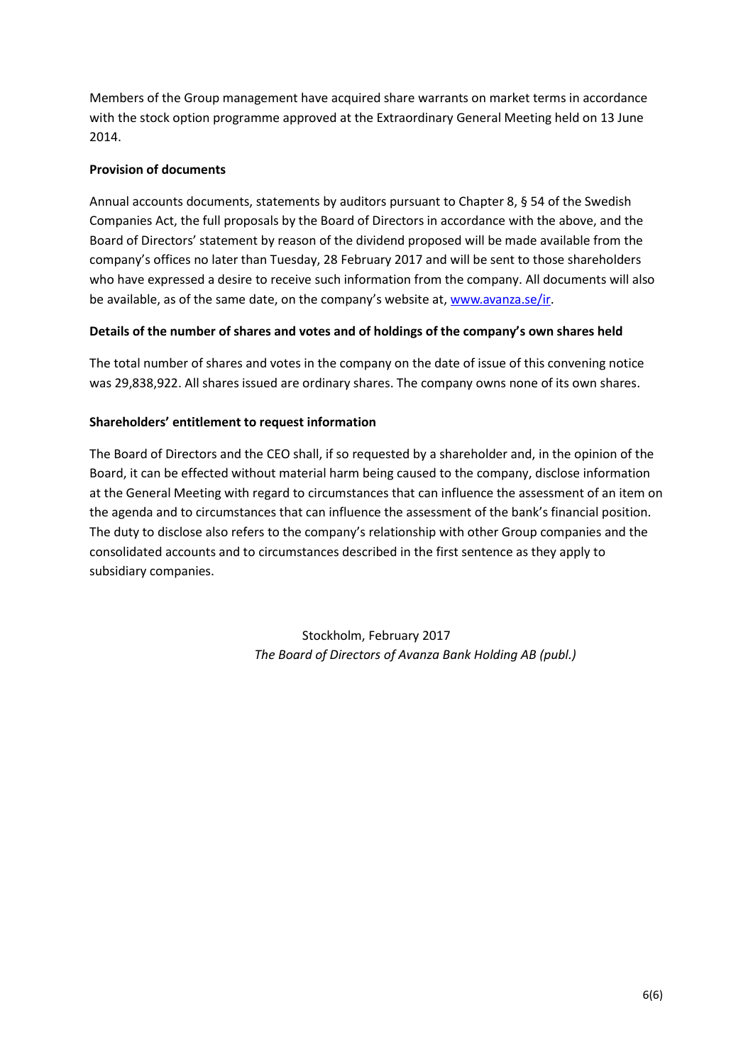Members of the Group management have acquired share warrants on market terms in accordance with the stock option programme approved at the Extraordinary General Meeting held on 13 June 2014.

**Provision of documents**

Annual accounts documents, statements by auditors pursuant to Chapter 8, § 54 of the Swedish Companies Act, the full proposals by the Board of Directors in accordance with the above, and the Board of Directors' statement by reason of the dividend proposed will be made available from the company's offices no later than Tuesday, 28 February 2017 and will be sent to those shareholders who have expressed a desire to receive such information from the company. All documents will also be available, as of the same date, on the company's website at, [www.avanza.se/ir](http://www.avanza.se/ir).

**Details of the number of shares and votes and of holdings of the company's own shares held**

The total number of shares and votes in the company on the date of issue of this convening notice was 29,838,922. All shares issued are ordinary shares. The company owns none of its own shares.

**Shareholders' entitlement to request information**

The Board of Directors and the CEO shall, if so requested by a shareholder and, in the opinion of the Board, it can be effected without material harm being caused to the company, disclose information at the General Meeting with regard to circumstances that can influence the assessment of an item on the agenda and to circumstances that can influence the assessment of the bank's financial position. The duty to disclose also refers to the company's relationship with other Group companies and the consolidated accounts and to circumstances described in the first sentence as they apply to subsidiary companies.

Stockholm, February 2017

*The Board of Directors of Avanza Bank Holding AB (publ.)*